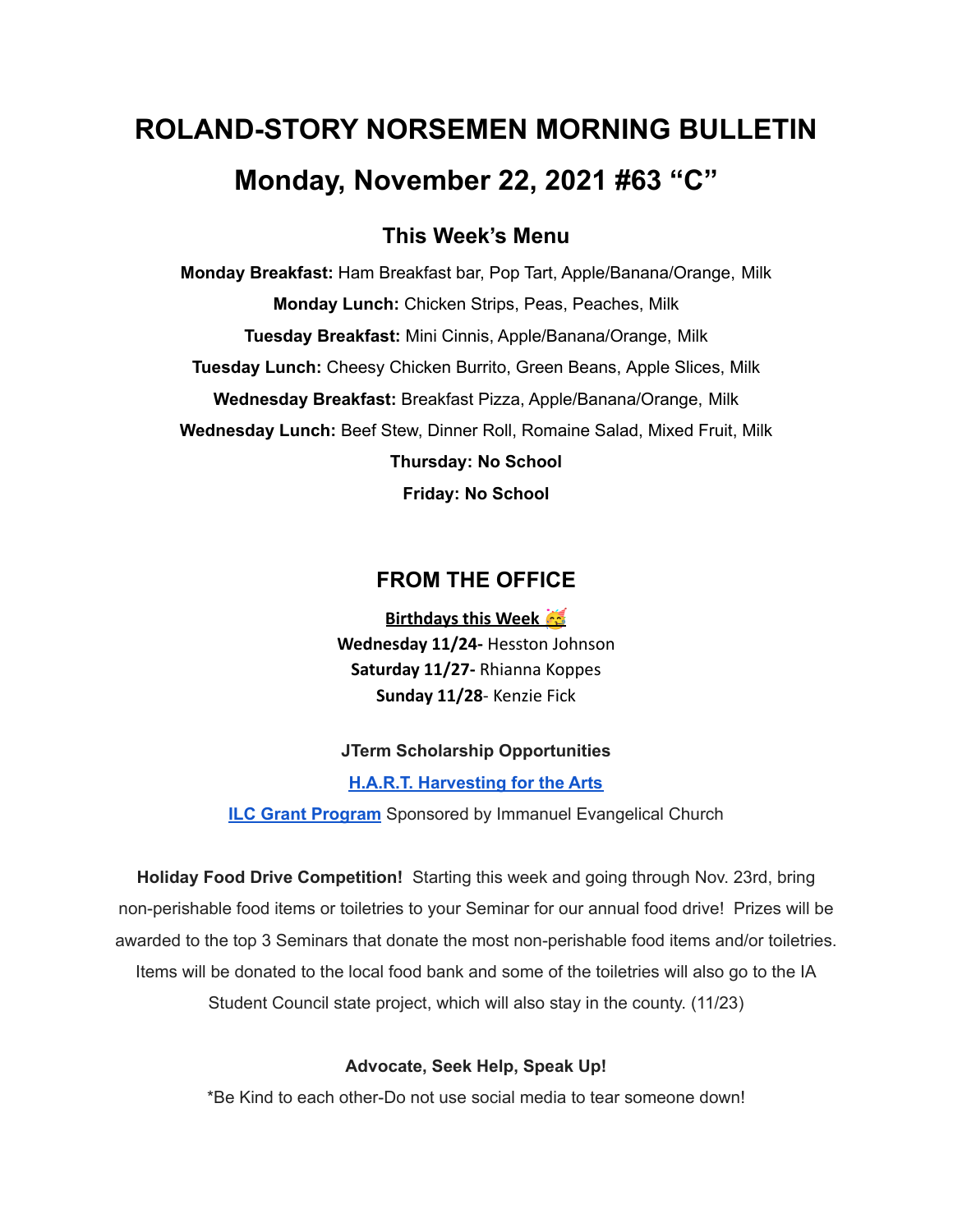# ROLAND-STORY NORSEMEN MORNING BULLETIN

# Monday, November 22, 2021 #63 "C"

## This Week's Menu

**Monday Breakfast:** Ham Breakfast bar, Pop Tart, Apple/Banana/Orange, Milk

**Monday Lunch:** Chicken Strips, Peas, Peaches, Milk

**Tuesday Breakfast:** Mini Cinnis, Apple/Banana/Orange, Milk

**Tuesday Lunch:** Cheesy Chicken Burrito, Green Beans, Apple Slices, Milk

**Wednesday Breakfast:** Breakfast Pizza, Apple/Banana/Orange, Milk

**Wednesday Lunch:** Beef Stew, Dinner Roll, Romaine Salad, Mixed Fruit, Milk

**Thursday: No School**

**Friday: No School**

## FROM THE OFFICE

**Birthdays this Week** 🥳

**Wednesday 11/24-** Hesston Johnson

**Saturday 11/27-** Rhianna Koppes

**Sunday 11/28**- Kenzie Fick

**JTerm Scholarship Opportunities**

**H.A.R.T. Harvesting for the Arts**

**ILC Grant Program** Sponsored by Immanuel Evangelical Church

**Holiday Food Drive Competition!** Starting this week and going through Nov. 23rd, bring non-perishable food items or toiletries to your Seminar for our annual food drive! Prizes will be awarded to the top 3 Seminars that donate the most non-perishable food items and/or toiletries. Items will be donated to the local food bank and some of the toiletries will also go to the IA Student Council state project, which will also stay in the county. (11/23)

**Advocate, Seek Help, Speak Up!**

*Be Kind to each other-Do not use social media to tear someone down!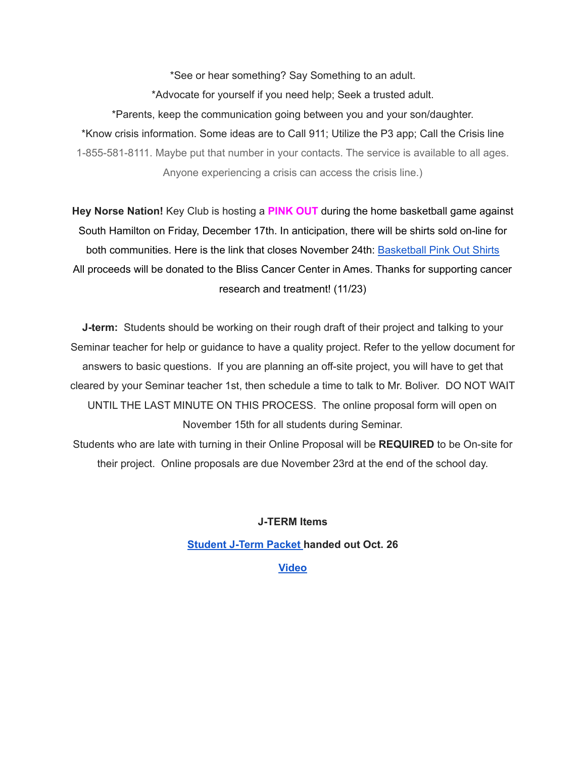*See or hear something? Say Something to an adult.

*Advocate for yourself if you need help; Seek a trusted adult.

*Parents, keep the communication going between you and your son/daughter.

*Know crisis information. Some ideas are to Call 911; Utilize the P3 app; Call the Crisis line 1-855-581-8111. Maybe put that number in your contacts. The service is available to all ages. Anyone experiencing a crisis can access the crisis line.)

**Hey Norse Nation!** Key Club is hosting a **PINK OUT** during the home basketball game against South Hamilton on Friday, December 17th. In anticipation, there will be shirts sold on-line for both communities. Here is the link that closes November 24th: Basketball Pink Out Shirts All proceeds will be donated to the Bliss Cancer Center in Ames. Thanks for supporting cancer research and treatment! (11/23)

**J-term:** Students should be working on their rough draft of their project and talking to your Seminar teacher for help or guidance to have a quality project. Refer to the yellow document for answers to basic questions. If you are planning an off-site project, you will have to get that cleared by your Seminar teacher 1st, then schedule a time to talk to Mr. Boliver. DO NOT WAIT UNTIL THE LAST MINUTE ON THIS PROCESS. The online proposal form will open on November 15th for all students during Seminar.

Students who are late with turning in their Online Proposal will be **REQUIRED** to be On-site for their project. Online proposals are due November 23rd at the end of the school day.

**J-TERM Items**

**Student J-Term Packet handed out Oct. 26**

**Video**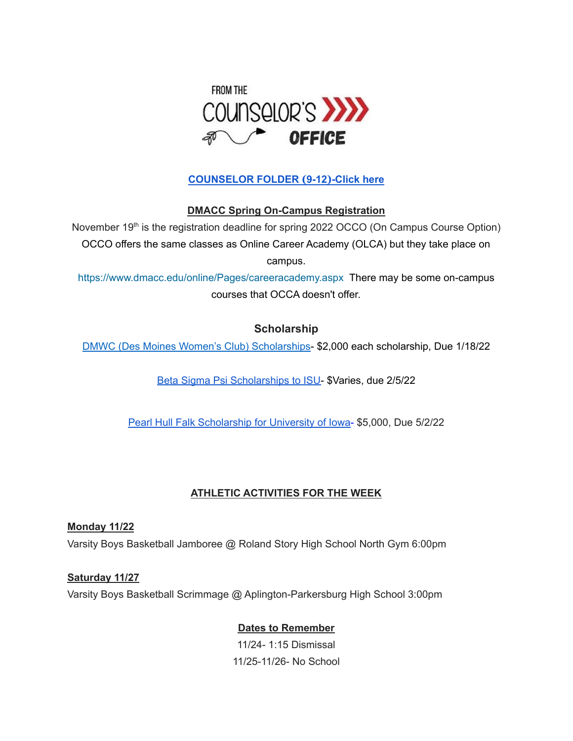FROM THE COUNSELOR'S OFFICE

**COUNSELOR FOLDER (9-12)-Click here**

**DMACC Spring On-Campus Registration**

November 19th is the registration deadline for spring 2022 OCCO (On Campus Course Option) OCCO offers the same classes as Online Career Academy (OLCA) but they take place on campus.

https://www.dmacc.edu/online/Pages/careeracademy.aspx There may be some on-campus courses that OCCA doesn't offer.

## Scholarship

DMWC (Des Moines Women's Club) Scholarships- $2,000 each scholarship, Due 1/18/22

Beta Sigma Psi Scholarships to ISU- $Varies, due 2/5/22

Pearl Hull Falk Scholarship for University of Iowa- $5,000, Due 5/2/22

**ATHLETIC ACTIVITIES FOR THE WEEK**

**Monday 11/22**

Varsity Boys Basketball Jamboree @ Roland Story High School North Gym 6:00pm

**Saturday 11/27**

Varsity Boys Basketball Scrimmage @ Aplington-Parkersburg High School 3:00pm

**Dates to Remember**

11/24- 1:15 Dismissal

11/25-11/26- No School